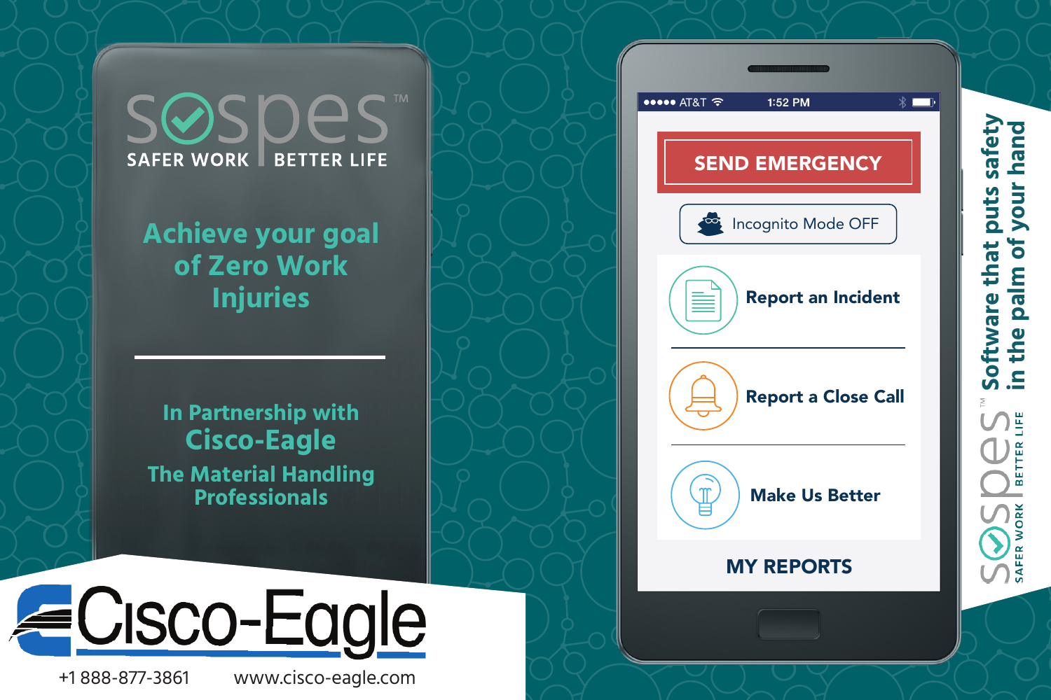# sospes™

SAFER WORK | BETTER LIFE

## Achieve your goal of Zero Work Injuries

In Partnership with
**Cisco-Eagle**
The Material Handling Professionals

**SEND EMERGENCY**

Incognito Mode OFF

**Report an Incident**

**Report a Close Call**

**Make Us Better**

**MY REPORTS**

**Software that puts safety in the palm of your hand**

sospes™ SAFER WORK | BETTER LIFE

Cisco-Eagle

+1 888-877-3861 www.cisco-eagle.com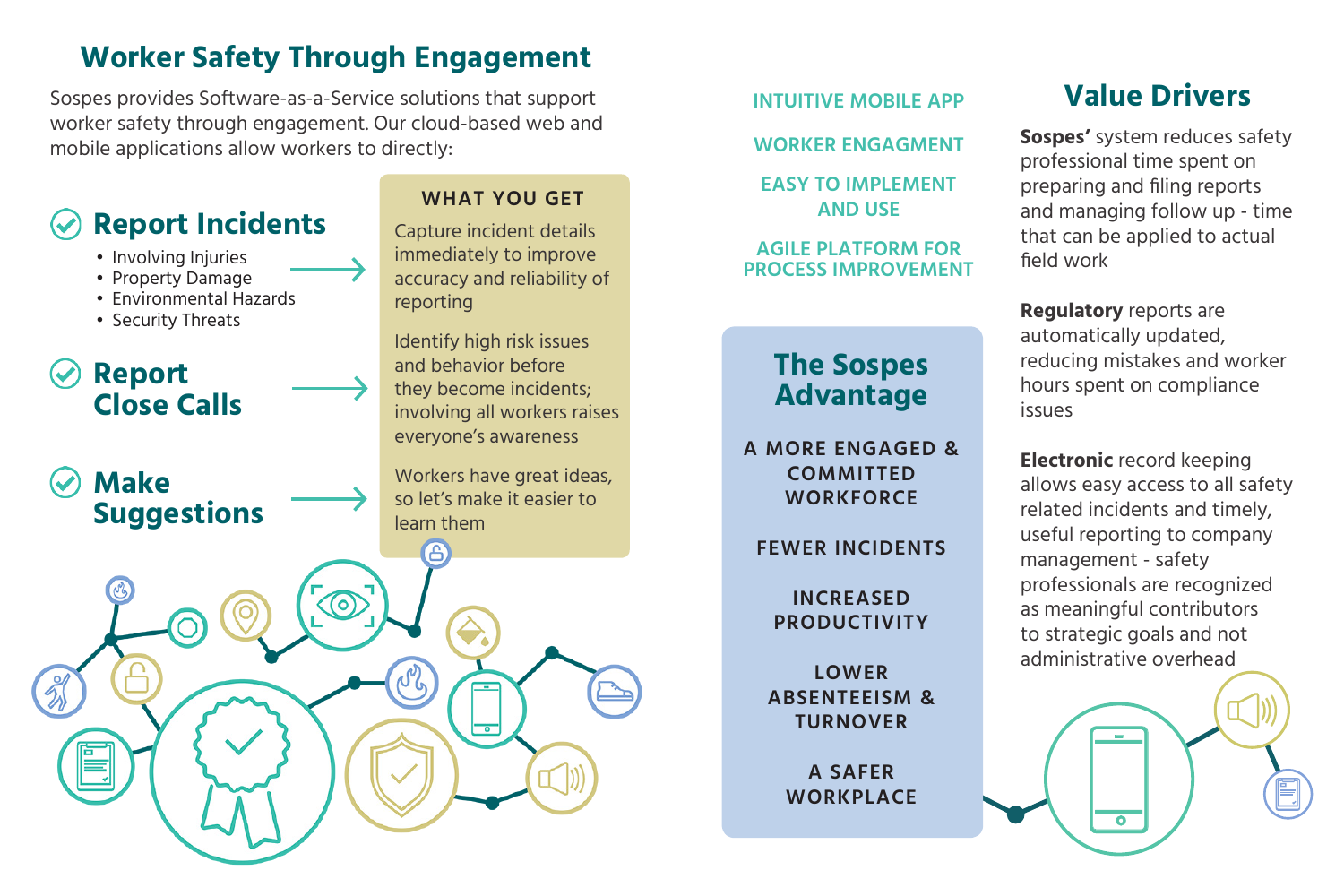## Worker Safety Through Engagement

Sospes provides Software-as-a-Service solutions that support worker safety through engagement. Our cloud-based web and mobile applications allow workers to directly:

### Report Incidents

- Involving Injuries
- Property Damage
- Environmental Hazards
- Security Threats

### Report Close Calls

### Make Suggestions

**WHAT YOU GET**

Capture incident details immediately to improve accuracy and reliability of reporting

Identify high risk issues and behavior before they become incidents; involving all workers raises everyone's awareness

Workers have great ideas, so let's make it easier to learn them

INTUITIVE MOBILE APP

WORKER ENGAGMENT

EASY TO IMPLEMENT AND USE

AGILE PLATFORM FOR PROCESS IMPROVEMENT

## The Sospes Advantage

A MORE ENGAGED & COMMITTED WORKFORCE

FEWER INCIDENTS

INCREASED PRODUCTIVITY

LOWER ABSENTEEISM & TURNOVER

A SAFER WORKPLACE

## Value Drivers

**Sospes'** system reduces safety professional time spent on preparing and filing reports and managing follow up - time that can be applied to actual field work

**Regulatory** reports are automatically updated, reducing mistakes and worker hours spent on compliance issues

**Electronic** record keeping allows easy access to all safety related incidents and timely, useful reporting to company management - safety professionals are recognized as meaningful contributors to strategic goals and not administrative overhead